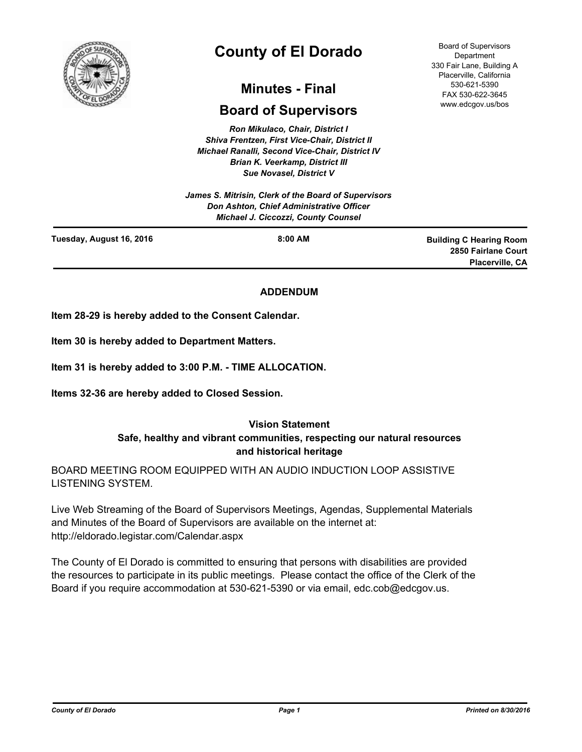# County of El Dorado

## Minutes - Final

## Board of Supervisors

*Ron Mikulaco, Chair, District I*
*Shiva Frentzen, First Vice-Chair, District II*
*Michael Ranalli, Second Vice-Chair, District IV*
*Brian K. Veerkamp, District III*
*Sue Novasel, District V*

*James S. Mitrisin, Clerk of the Board of Supervisors*
*Don Ashton, Chief Administrative Officer*
*Michael J. Ciccozzi, County Counsel*

Board of Supervisors Department
330 Fair Lane, Building A
Placerville, California
530-621-5390
FAX 530-622-3645
www.edcgov.us/bos

**Tuesday, August 16, 2016** | **8:00 AM** | **Building C Hearing Room, 2850 Fairlane Court, Placerville, CA**

**ADDENDUM**

**Item 28-29 is hereby added to the Consent Calendar.**

**Item 30 is hereby added to Department Matters.**

**Item 31 is hereby added to 3:00 P.M. - TIME ALLOCATION.**

**Items 32-36 are hereby added to Closed Session.**

**Vision Statement**
**Safe, healthy and vibrant communities, respecting our natural resources and historical heritage**

BOARD MEETING ROOM EQUIPPED WITH AN AUDIO INDUCTION LOOP ASSISTIVE LISTENING SYSTEM.

Live Web Streaming of the Board of Supervisors Meetings, Agendas, Supplemental Materials and Minutes of the Board of Supervisors are available on the internet at: http://eldorado.legistar.com/Calendar.aspx

The County of El Dorado is committed to ensuring that persons with disabilities are provided the resources to participate in its public meetings. Please contact the office of the Clerk of the Board if you require accommodation at 530-621-5390 or via email, edc.cob@edcgov.us.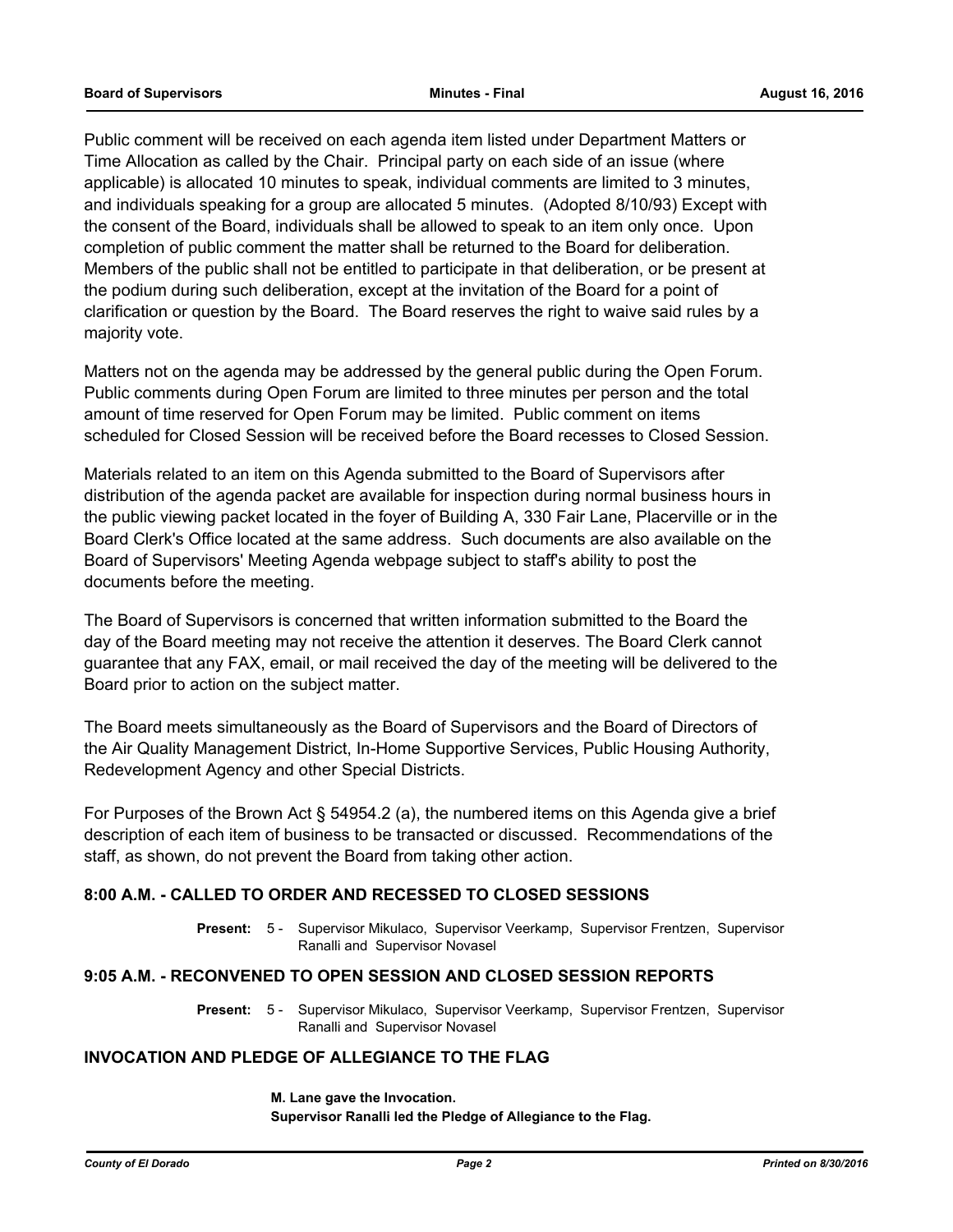Public comment will be received on each agenda item listed under Department Matters or Time Allocation as called by the Chair. Principal party on each side of an issue (where applicable) is allocated 10 minutes to speak, individual comments are limited to 3 minutes, and individuals speaking for a group are allocated 5 minutes. (Adopted 8/10/93) Except with the consent of the Board, individuals shall be allowed to speak to an item only once. Upon completion of public comment the matter shall be returned to the Board for deliberation. Members of the public shall not be entitled to participate in that deliberation, or be present at the podium during such deliberation, except at the invitation of the Board for a point of clarification or question by the Board. The Board reserves the right to waive said rules by a majority vote.

Matters not on the agenda may be addressed by the general public during the Open Forum. Public comments during Open Forum are limited to three minutes per person and the total amount of time reserved for Open Forum may be limited. Public comment on items scheduled for Closed Session will be received before the Board recesses to Closed Session.

Materials related to an item on this Agenda submitted to the Board of Supervisors after distribution of the agenda packet are available for inspection during normal business hours in the public viewing packet located in the foyer of Building A, 330 Fair Lane, Placerville or in the Board Clerk's Office located at the same address. Such documents are also available on the Board of Supervisors' Meeting Agenda webpage subject to staff's ability to post the documents before the meeting.

The Board of Supervisors is concerned that written information submitted to the Board the day of the Board meeting may not receive the attention it deserves. The Board Clerk cannot guarantee that any FAX, email, or mail received the day of the meeting will be delivered to the Board prior to action on the subject matter.

The Board meets simultaneously as the Board of Supervisors and the Board of Directors of the Air Quality Management District, In-Home Supportive Services, Public Housing Authority, Redevelopment Agency and other Special Districts.

For Purposes of the Brown Act § 54954.2 (a), the numbered items on this Agenda give a brief description of each item of business to be transacted or discussed. Recommendations of the staff, as shown, do not prevent the Board from taking other action.

## 8:00 A.M. - CALLED TO ORDER AND RECESSED TO CLOSED SESSIONS

**Present:** 5 - Supervisor Mikulaco, Supervisor Veerkamp, Supervisor Frentzen, Supervisor Ranalli and Supervisor Novasel

## 9:05 A.M. - RECONVENED TO OPEN SESSION AND CLOSED SESSION REPORTS

**Present:** 5 - Supervisor Mikulaco, Supervisor Veerkamp, Supervisor Frentzen, Supervisor Ranalli and Supervisor Novasel

## INVOCATION AND PLEDGE OF ALLEGIANCE TO THE FLAG

**M. Lane gave the Invocation.**
**Supervisor Ranalli led the Pledge of Allegiance to the Flag.**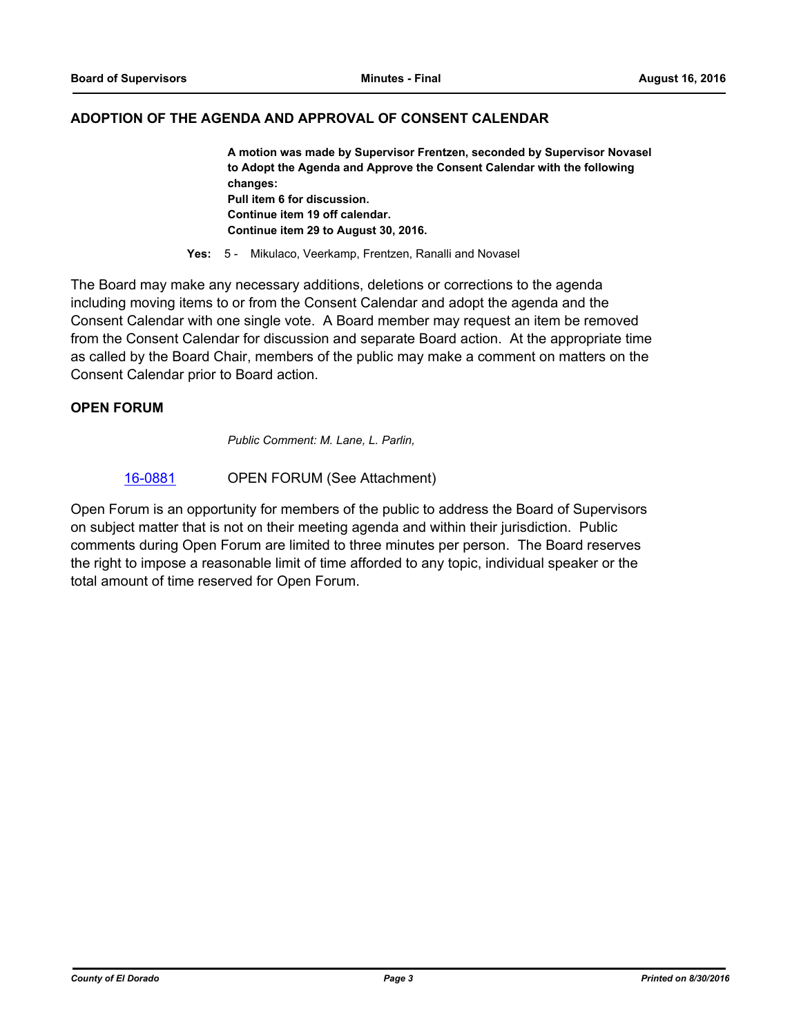## ADOPTION OF THE AGENDA AND APPROVAL OF CONSENT CALENDAR

**A motion was made by Supervisor Frentzen, seconded by Supervisor Novasel to Adopt the Agenda and Approve the Consent Calendar with the following changes:**
**Pull item 6 for discussion.**
**Continue item 19 off calendar.**
**Continue item 29 to August 30, 2016.**

**Yes:** 5 - Mikulaco, Veerkamp, Frentzen, Ranalli and Novasel

The Board may make any necessary additions, deletions or corrections to the agenda including moving items to or from the Consent Calendar and adopt the agenda and the Consent Calendar with one single vote. A Board member may request an item be removed from the Consent Calendar for discussion and separate Board action. At the appropriate time as called by the Board Chair, members of the public may make a comment on matters on the Consent Calendar prior to Board action.

## OPEN FORUM

*Public Comment: M. Lane, L. Parlin,*

16-0881 OPEN FORUM (See Attachment)

Open Forum is an opportunity for members of the public to address the Board of Supervisors on subject matter that is not on their meeting agenda and within their jurisdiction. Public comments during Open Forum are limited to three minutes per person. The Board reserves the right to impose a reasonable limit of time afforded to any topic, individual speaker or the total amount of time reserved for Open Forum.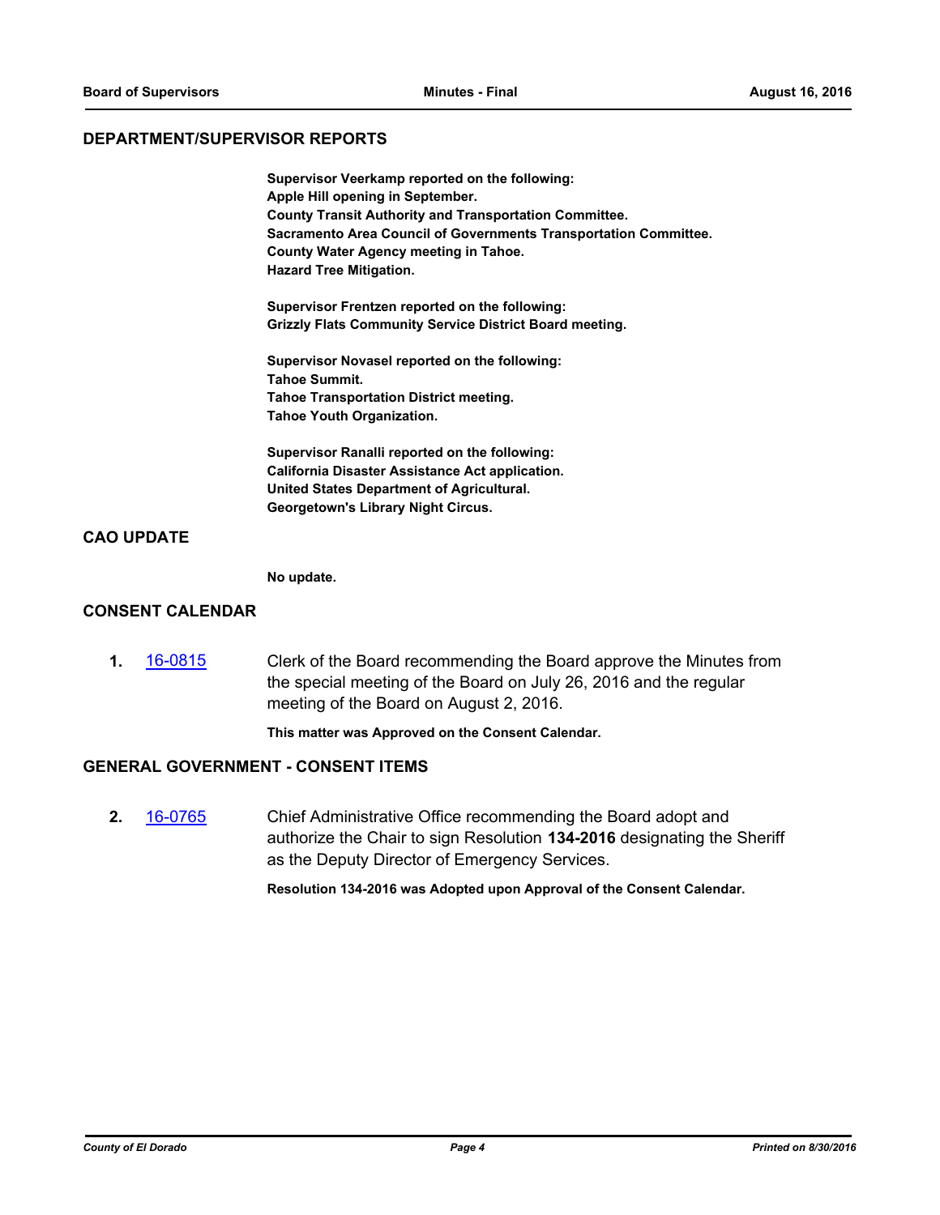## DEPARTMENT/SUPERVISOR REPORTS

**Supervisor Veerkamp reported on the following:**
**Apple Hill opening in September.**
**County Transit Authority and Transportation Committee.**
**Sacramento Area Council of Governments Transportation Committee.**
**County Water Agency meeting in Tahoe.**
**Hazard Tree Mitigation.**

**Supervisor Frentzen reported on the following:**
**Grizzly Flats Community Service District Board meeting.**

**Supervisor Novasel reported on the following:**
**Tahoe Summit.**
**Tahoe Transportation District meeting.**
**Tahoe Youth Organization.**

**Supervisor Ranalli reported on the following:**
**California Disaster Assistance Act application.**
**United States Department of Agricultural.**
**Georgetown's Library Night Circus.**

## CAO UPDATE

**No update.**

## CONSENT CALENDAR

**1.** [16-0815] Clerk of the Board recommending the Board approve the Minutes from the special meeting of the Board on July 26, 2016 and the regular meeting of the Board on August 2, 2016.

**This matter was Approved on the Consent Calendar.**

## GENERAL GOVERNMENT - CONSENT ITEMS

**2.** [16-0765] Chief Administrative Office recommending the Board adopt and authorize the Chair to sign Resolution **134-2016** designating the Sheriff as the Deputy Director of Emergency Services.

**Resolution 134-2016 was Adopted upon Approval of the Consent Calendar.**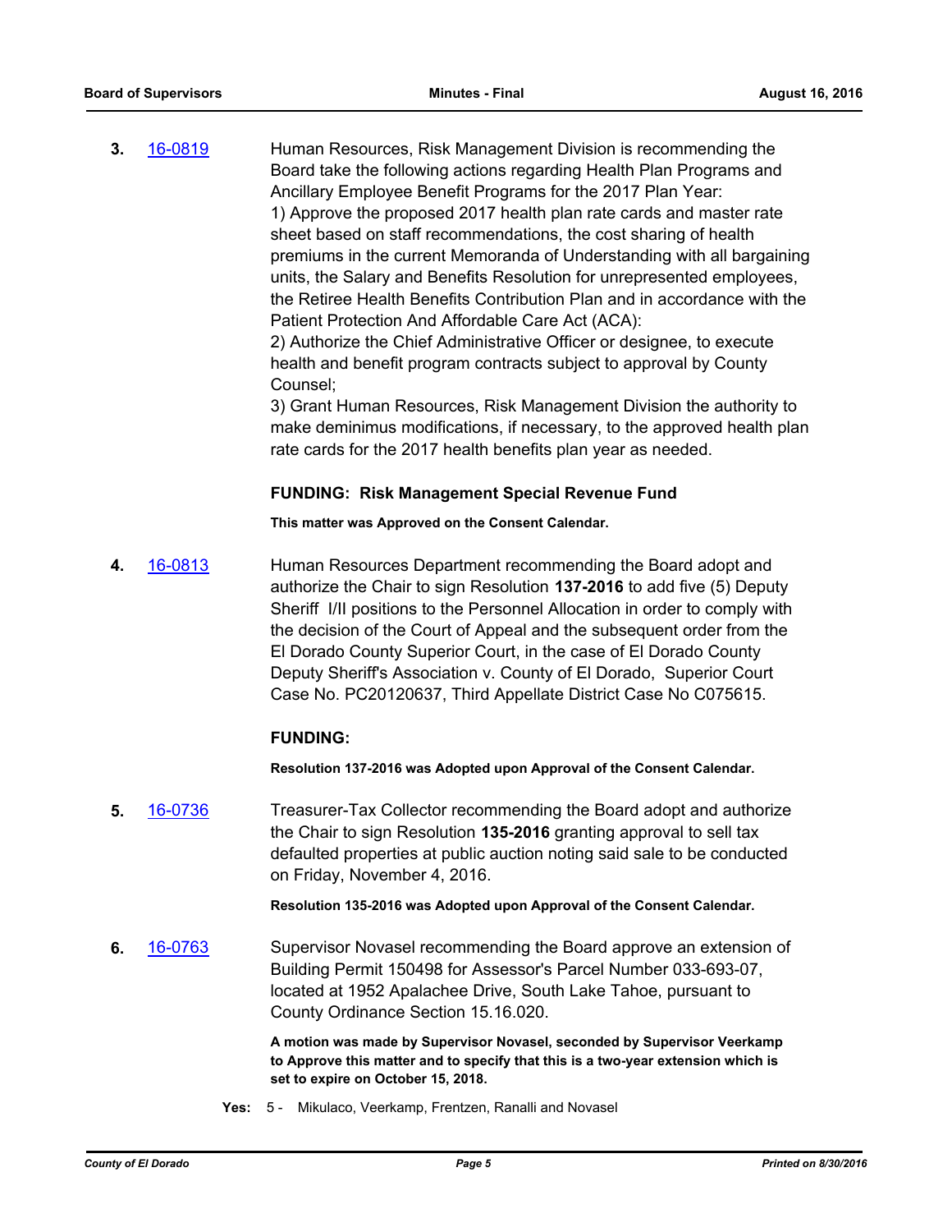**3.** [16-0819](16-0819) Human Resources, Risk Management Division is recommending the Board take the following actions regarding Health Plan Programs and Ancillary Employee Benefit Programs for the 2017 Plan Year:
1) Approve the proposed 2017 health plan rate cards and master rate sheet based on staff recommendations, the cost sharing of health premiums in the current Memoranda of Understanding with all bargaining units, the Salary and Benefits Resolution for unrepresented employees, the Retiree Health Benefits Contribution Plan and in accordance with the Patient Protection And Affordable Care Act (ACA):
2) Authorize the Chief Administrative Officer or designee, to execute health and benefit program contracts subject to approval by County Counsel;
3) Grant Human Resources, Risk Management Division the authority to make deminimus modifications, if necessary, to the approved health plan rate cards for the 2017 health benefits plan year as needed.

**FUNDING: Risk Management Special Revenue Fund**

**This matter was Approved on the Consent Calendar.**

**4.** [16-0813](16-0813) Human Resources Department recommending the Board adopt and authorize the Chair to sign Resolution **137-2016** to add five (5) Deputy Sheriff I/II positions to the Personnel Allocation in order to comply with the decision of the Court of Appeal and the subsequent order from the El Dorado County Superior Court, in the case of El Dorado County Deputy Sheriff's Association v. County of El Dorado, Superior Court Case No. PC20120637, Third Appellate District Case No C075615.

**FUNDING:**

**Resolution 137-2016 was Adopted upon Approval of the Consent Calendar.**

**5.** [16-0736](16-0736) Treasurer-Tax Collector recommending the Board adopt and authorize the Chair to sign Resolution **135-2016** granting approval to sell tax defaulted properties at public auction noting said sale to be conducted on Friday, November 4, 2016.

**Resolution 135-2016 was Adopted upon Approval of the Consent Calendar.**

**6.** [16-0763](16-0763) Supervisor Novasel recommending the Board approve an extension of Building Permit 150498 for Assessor's Parcel Number 033-693-07, located at 1952 Apalachee Drive, South Lake Tahoe, pursuant to County Ordinance Section 15.16.020.

**A motion was made by Supervisor Novasel, seconded by Supervisor Veerkamp to Approve this matter and to specify that this is a two-year extension which is set to expire on October 15, 2018.**

**Yes:** 5 - Mikulaco, Veerkamp, Frentzen, Ranalli and Novasel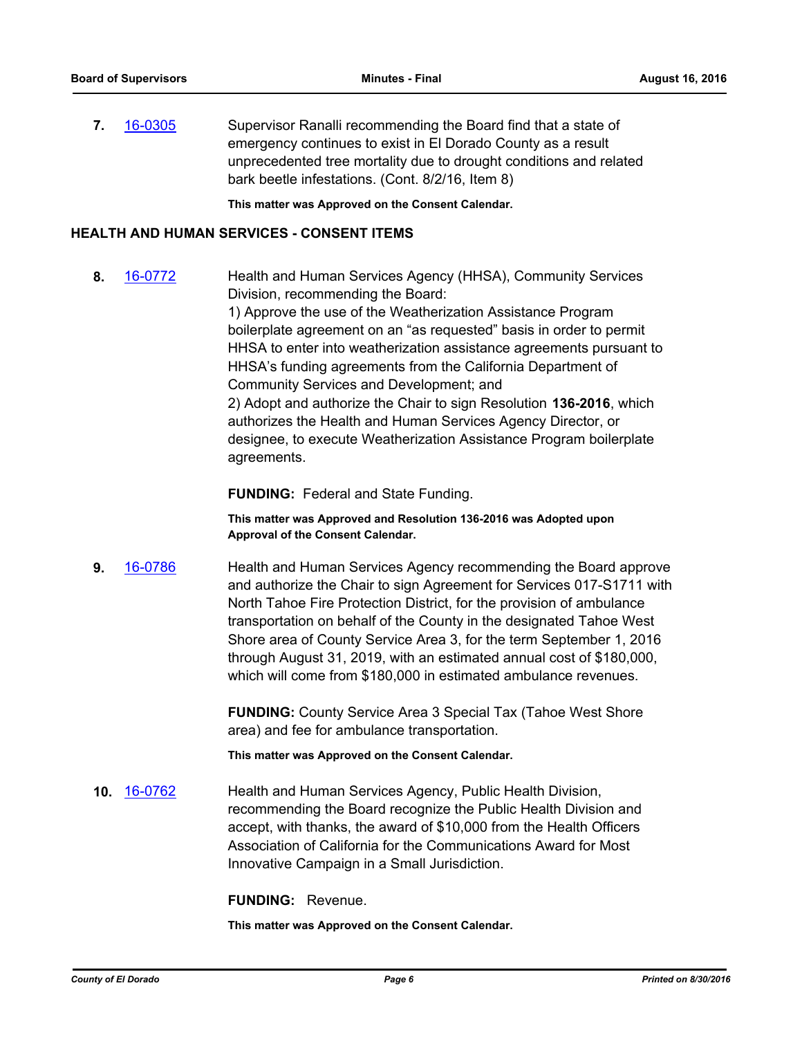**7.** 16-0305 Supervisor Ranalli recommending the Board find that a state of emergency continues to exist in El Dorado County as a result unprecedented tree mortality due to drought conditions and related bark beetle infestations. (Cont. 8/2/16, Item 8)

**This matter was Approved on the Consent Calendar.**

## HEALTH AND HUMAN SERVICES - CONSENT ITEMS

**8.** 16-0772 Health and Human Services Agency (HHSA), Community Services Division, recommending the Board:

1) Approve the use of the Weatherization Assistance Program boilerplate agreement on an "as requested" basis in order to permit HHSA to enter into weatherization assistance agreements pursuant to HHSA's funding agreements from the California Department of Community Services and Development; and

2) Adopt and authorize the Chair to sign Resolution **136-2016**, which authorizes the Health and Human Services Agency Director, or designee, to execute Weatherization Assistance Program boilerplate agreements.

**FUNDING:** Federal and State Funding.

**This matter was Approved and Resolution 136-2016 was Adopted upon Approval of the Consent Calendar.**

**9.** 16-0786 Health and Human Services Agency recommending the Board approve and authorize the Chair to sign Agreement for Services 017-S1711 with North Tahoe Fire Protection District, for the provision of ambulance transportation on behalf of the County in the designated Tahoe West Shore area of County Service Area 3, for the term September 1, 2016 through August 31, 2019, with an estimated annual cost of $180,000, which will come from $180,000 in estimated ambulance revenues.

**FUNDING:** County Service Area 3 Special Tax (Tahoe West Shore area) and fee for ambulance transportation.

**This matter was Approved on the Consent Calendar.**

**10.** 16-0762 Health and Human Services Agency, Public Health Division, recommending the Board recognize the Public Health Division and accept, with thanks, the award of $10,000 from the Health Officers Association of California for the Communications Award for Most Innovative Campaign in a Small Jurisdiction.

**FUNDING:** Revenue.

**This matter was Approved on the Consent Calendar.**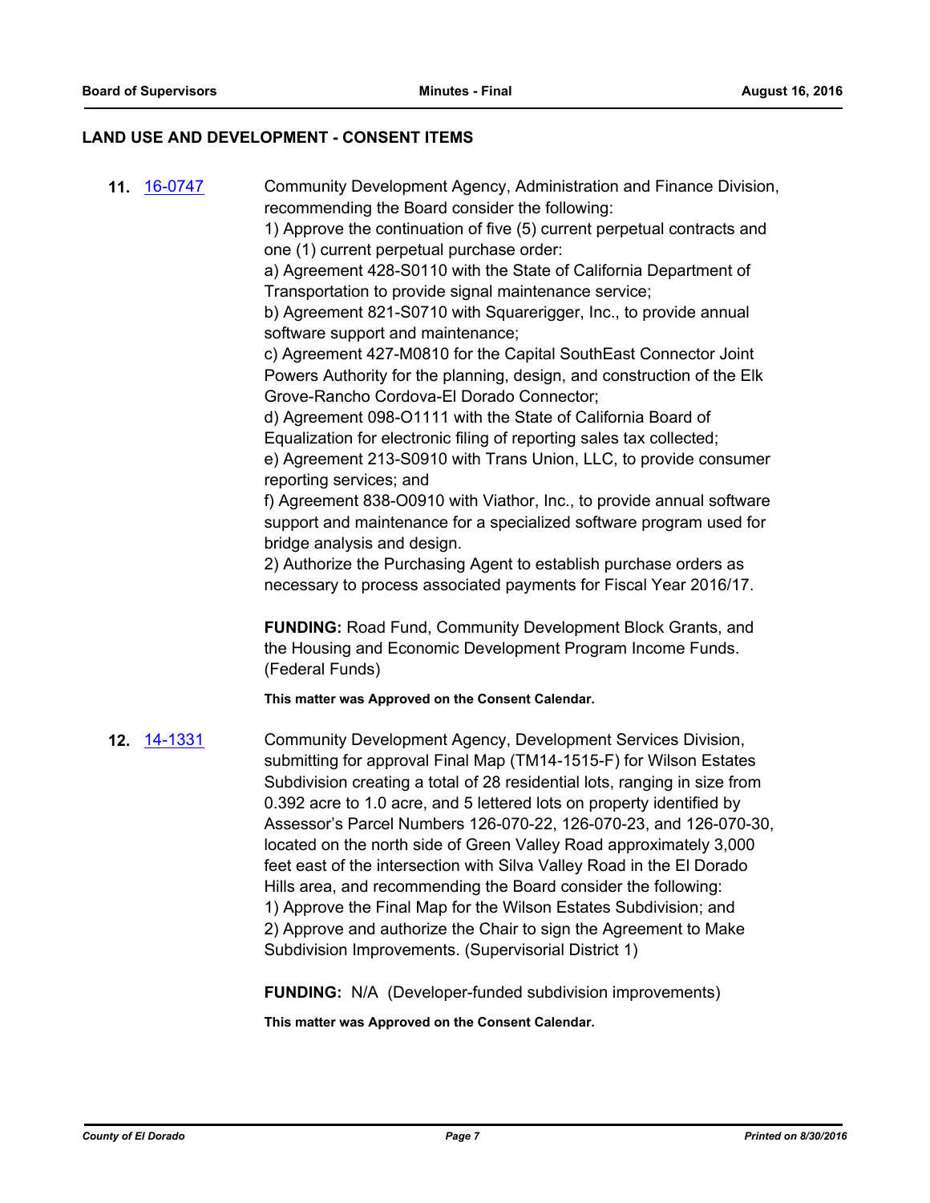## LAND USE AND DEVELOPMENT - CONSENT ITEMS

**11.** [16-0747](16-0747)

Community Development Agency, Administration and Finance Division, recommending the Board consider the following:
1) Approve the continuation of five (5) current perpetual contracts and one (1) current perpetual purchase order:
a) Agreement 428-S0110 with the State of California Department of Transportation to provide signal maintenance service;
b) Agreement 821-S0710 with Squarerigger, Inc., to provide annual software support and maintenance;
c) Agreement 427-M0810 for the Capital SouthEast Connector Joint Powers Authority for the planning, design, and construction of the Elk Grove-Rancho Cordova-El Dorado Connector;
d) Agreement 098-O1111 with the State of California Board of Equalization for electronic filing of reporting sales tax collected;
e) Agreement 213-S0910 with Trans Union, LLC, to provide consumer reporting services; and
f) Agreement 838-O0910 with Viathor, Inc., to provide annual software support and maintenance for a specialized software program used for bridge analysis and design.
2) Authorize the Purchasing Agent to establish purchase orders as necessary to process associated payments for Fiscal Year 2016/17.

**FUNDING:** Road Fund, Community Development Block Grants, and the Housing and Economic Development Program Income Funds. (Federal Funds)

**This matter was Approved on the Consent Calendar.**

**12.** [14-1331](14-1331)

Community Development Agency, Development Services Division, submitting for approval Final Map (TM14-1515-F) for Wilson Estates Subdivision creating a total of 28 residential lots, ranging in size from 0.392 acre to 1.0 acre, and 5 lettered lots on property identified by Assessor's Parcel Numbers 126-070-22, 126-070-23, and 126-070-30, located on the north side of Green Valley Road approximately 3,000 feet east of the intersection with Silva Valley Road in the El Dorado Hills area, and recommending the Board consider the following:
1) Approve the Final Map for the Wilson Estates Subdivision; and
2) Approve and authorize the Chair to sign the Agreement to Make Subdivision Improvements. (Supervisorial District 1)

**FUNDING:** N/A (Developer-funded subdivision improvements)

**This matter was Approved on the Consent Calendar.**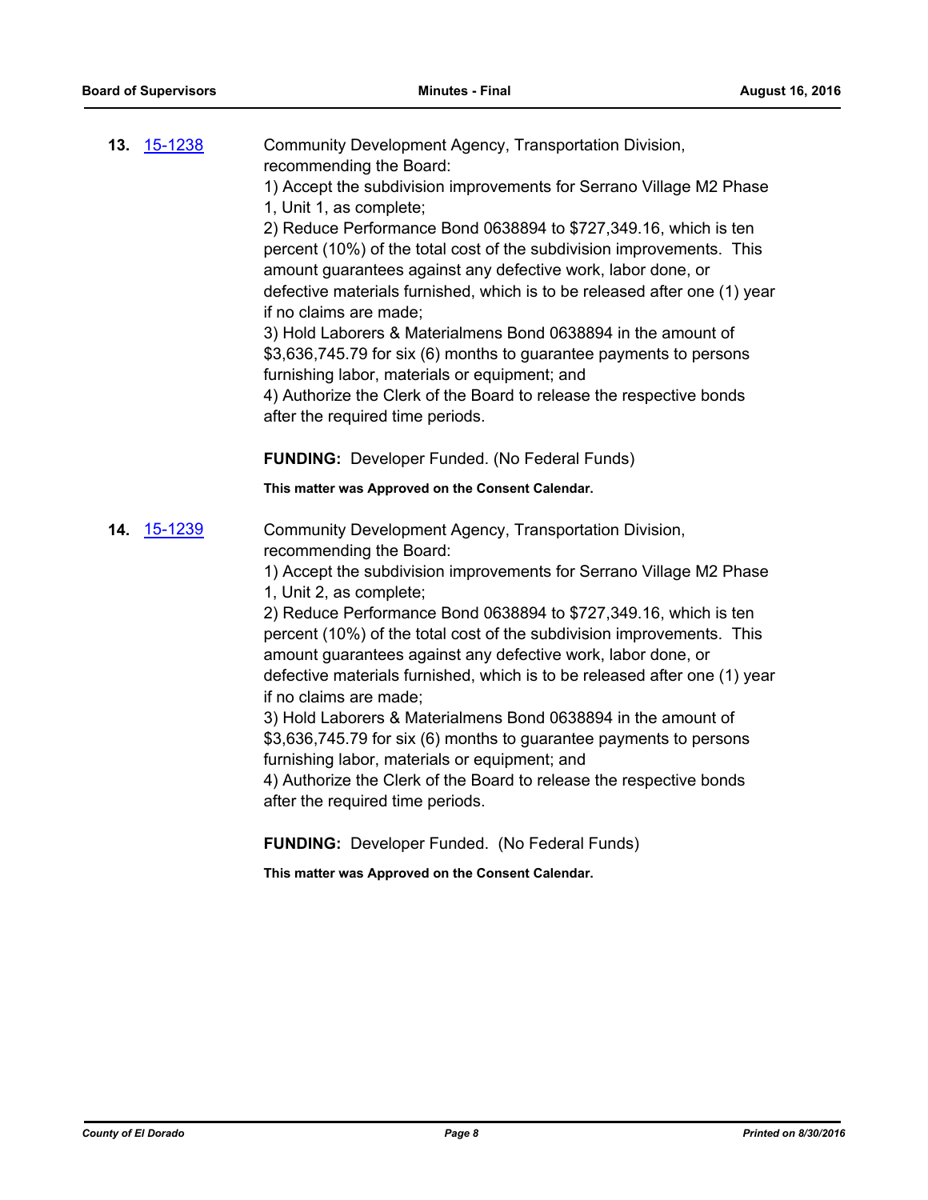**13.** 15-1238

Community Development Agency, Transportation Division, recommending the Board:

1) Accept the subdivision improvements for Serrano Village M2 Phase 1, Unit 1, as complete;

2) Reduce Performance Bond 0638894 to $727,349.16, which is ten percent (10%) of the total cost of the subdivision improvements. This amount guarantees against any defective work, labor done, or defective materials furnished, which is to be released after one (1) year if no claims are made;

3) Hold Laborers & Materialmens Bond 0638894 in the amount of $3,636,745.79 for six (6) months to guarantee payments to persons furnishing labor, materials or equipment; and

4) Authorize the Clerk of the Board to release the respective bonds after the required time periods.

**FUNDING:** Developer Funded. (No Federal Funds)

**This matter was Approved on the Consent Calendar.**

**14.** 15-1239

Community Development Agency, Transportation Division, recommending the Board:

1) Accept the subdivision improvements for Serrano Village M2 Phase 1, Unit 2, as complete;

2) Reduce Performance Bond 0638894 to $727,349.16, which is ten percent (10%) of the total cost of the subdivision improvements. This amount guarantees against any defective work, labor done, or defective materials furnished, which is to be released after one (1) year if no claims are made;

3) Hold Laborers & Materialmens Bond 0638894 in the amount of $3,636,745.79 for six (6) months to guarantee payments to persons furnishing labor, materials or equipment; and

4) Authorize the Clerk of the Board to release the respective bonds after the required time periods.

**FUNDING:** Developer Funded. (No Federal Funds)

**This matter was Approved on the Consent Calendar.**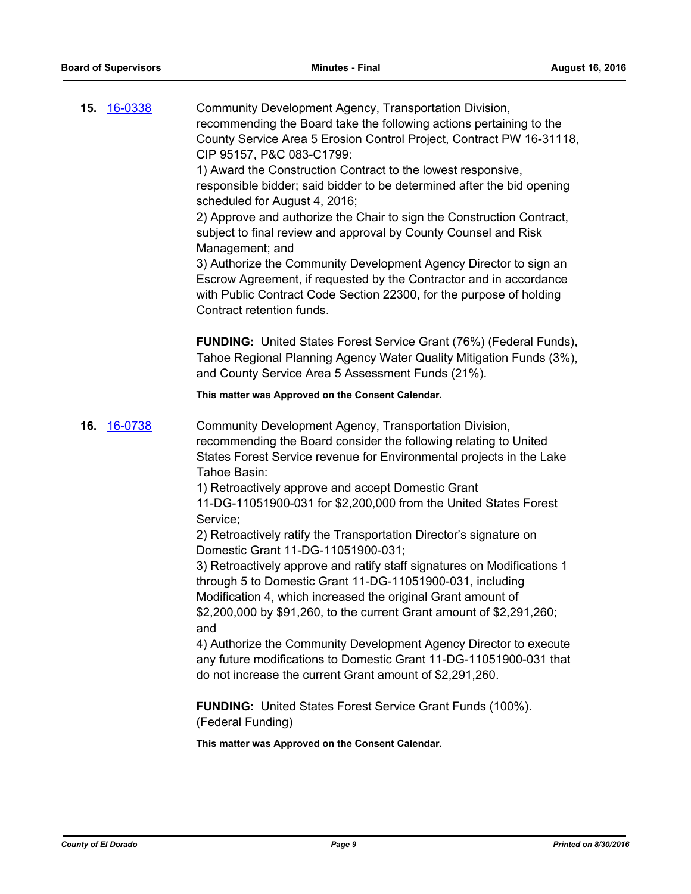**15.** [16-0338](16-0338)

Community Development Agency, Transportation Division, recommending the Board take the following actions pertaining to the County Service Area 5 Erosion Control Project, Contract PW 16-31118, CIP 95157, P&C 083-C1799:

1) Award the Construction Contract to the lowest responsive, responsible bidder; said bidder to be determined after the bid opening scheduled for August 4, 2016;

2) Approve and authorize the Chair to sign the Construction Contract, subject to final review and approval by County Counsel and Risk Management; and

3) Authorize the Community Development Agency Director to sign an Escrow Agreement, if requested by the Contractor and in accordance with Public Contract Code Section 22300, for the purpose of holding Contract retention funds.

**FUNDING:** United States Forest Service Grant (76%) (Federal Funds), Tahoe Regional Planning Agency Water Quality Mitigation Funds (3%), and County Service Area 5 Assessment Funds (21%).

**This matter was Approved on the Consent Calendar.**

**16.** [16-0738](16-0738)

Community Development Agency, Transportation Division, recommending the Board consider the following relating to United States Forest Service revenue for Environmental projects in the Lake Tahoe Basin:

1) Retroactively approve and accept Domestic Grant 11-DG-11051900-031 for $2,200,000 from the United States Forest Service;

2) Retroactively ratify the Transportation Director's signature on Domestic Grant 11-DG-11051900-031;

3) Retroactively approve and ratify staff signatures on Modifications 1 through 5 to Domestic Grant 11-DG-11051900-031, including Modification 4, which increased the original Grant amount of $2,200,000 by $91,260, to the current Grant amount of $2,291,260; and

4) Authorize the Community Development Agency Director to execute any future modifications to Domestic Grant 11-DG-11051900-031 that do not increase the current Grant amount of $2,291,260.

**FUNDING:** United States Forest Service Grant Funds (100%). (Federal Funding)

**This matter was Approved on the Consent Calendar.**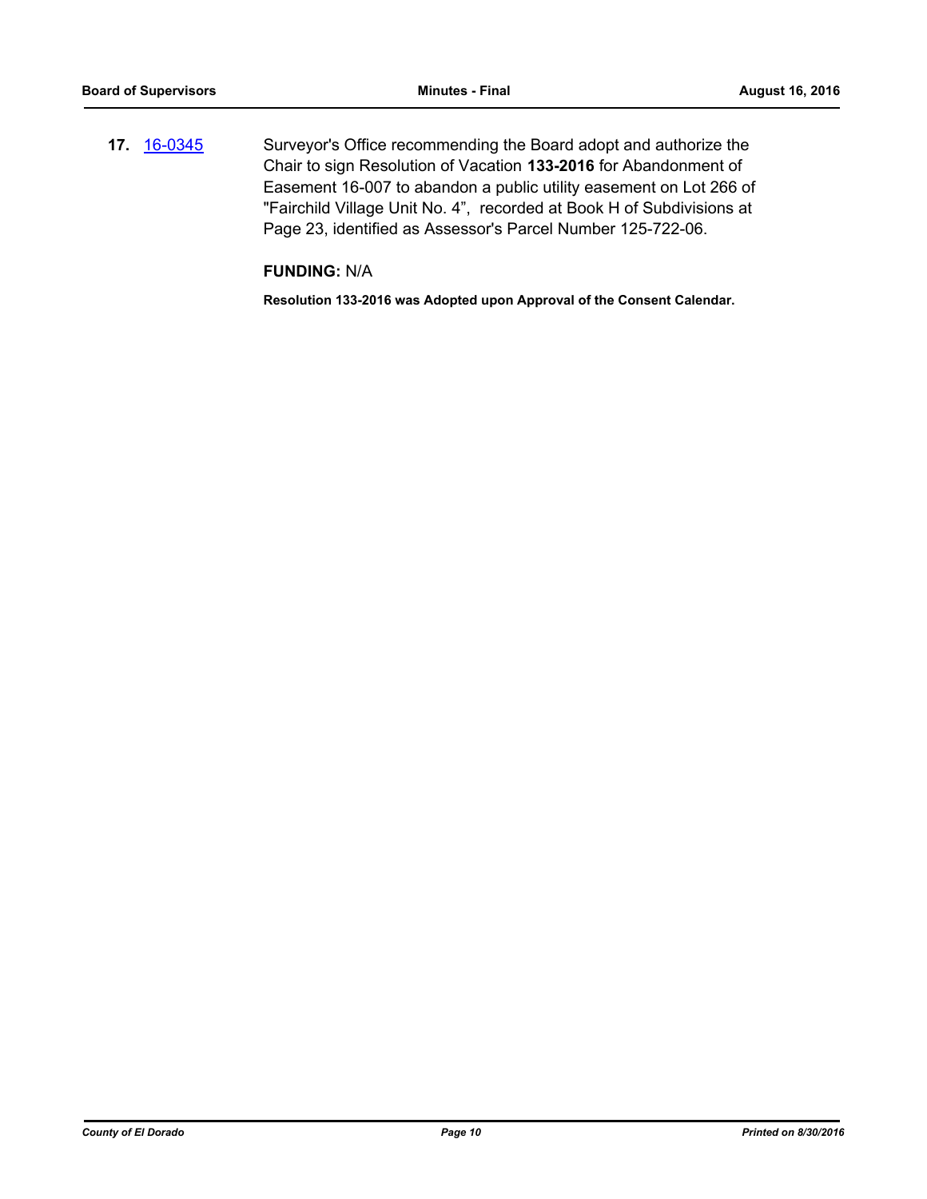**17.** 16-0345 Surveyor's Office recommending the Board adopt and authorize the Chair to sign Resolution of Vacation **133-2016** for Abandonment of Easement 16-007 to abandon a public utility easement on Lot 266 of "Fairchild Village Unit No. 4", recorded at Book H of Subdivisions at Page 23, identified as Assessor's Parcel Number 125-722-06.

**FUNDING:** N/A

**Resolution 133-2016 was Adopted upon Approval of the Consent Calendar.**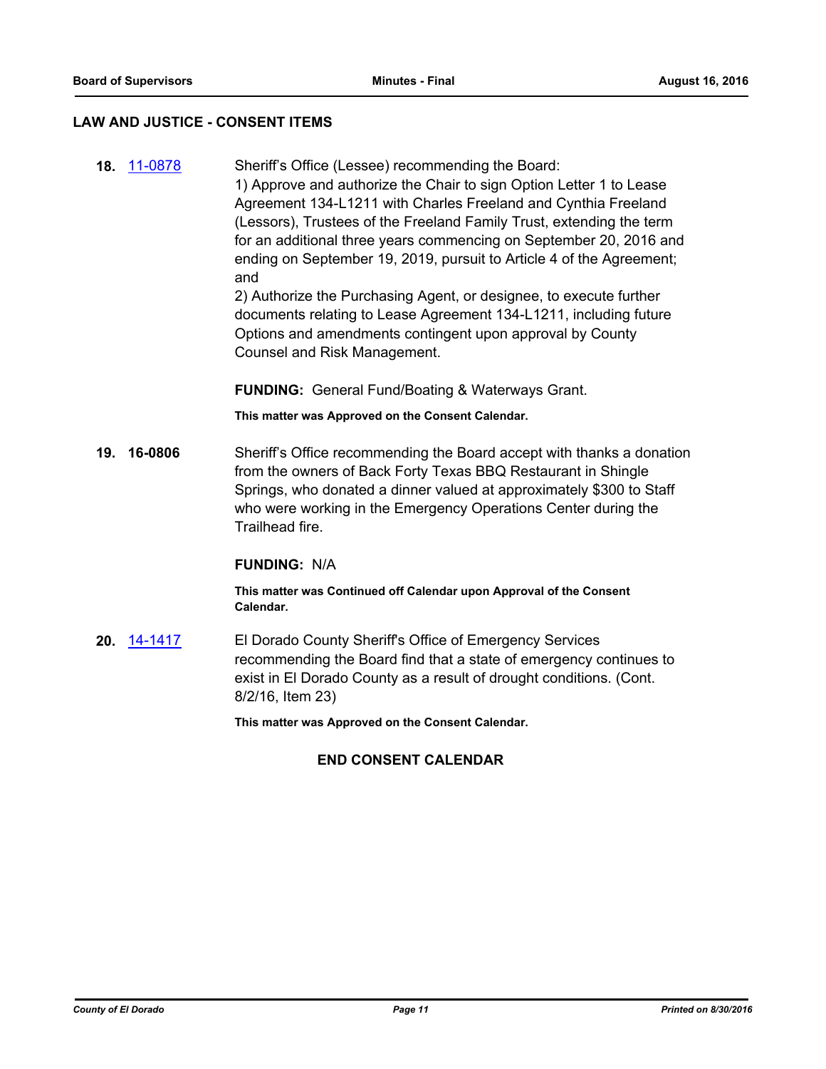## LAW AND JUSTICE - CONSENT ITEMS

**18.** [11-0878](11-0878) Sheriff's Office (Lessee) recommending the Board:
1) Approve and authorize the Chair to sign Option Letter 1 to Lease Agreement 134-L1211 with Charles Freeland and Cynthia Freeland (Lessors), Trustees of the Freeland Family Trust, extending the term for an additional three years commencing on September 20, 2016 and ending on September 19, 2019, pursuit to Article 4 of the Agreement; and
2) Authorize the Purchasing Agent, or designee, to execute further documents relating to Lease Agreement 134-L1211, including future Options and amendments contingent upon approval by County Counsel and Risk Management.

**FUNDING:** General Fund/Boating & Waterways Grant.

**This matter was Approved on the Consent Calendar.**

**19. 16-0806** Sheriff's Office recommending the Board accept with thanks a donation from the owners of Back Forty Texas BBQ Restaurant in Shingle Springs, who donated a dinner valued at approximately $300 to Staff who were working in the Emergency Operations Center during the Trailhead fire.

**FUNDING:** N/A

**This matter was Continued off Calendar upon Approval of the Consent Calendar.**

**20.** [14-1417](14-1417) El Dorado County Sheriff's Office of Emergency Services recommending the Board find that a state of emergency continues to exist in El Dorado County as a result of drought conditions. (Cont. 8/2/16, Item 23)

**This matter was Approved on the Consent Calendar.**

**END CONSENT CALENDAR**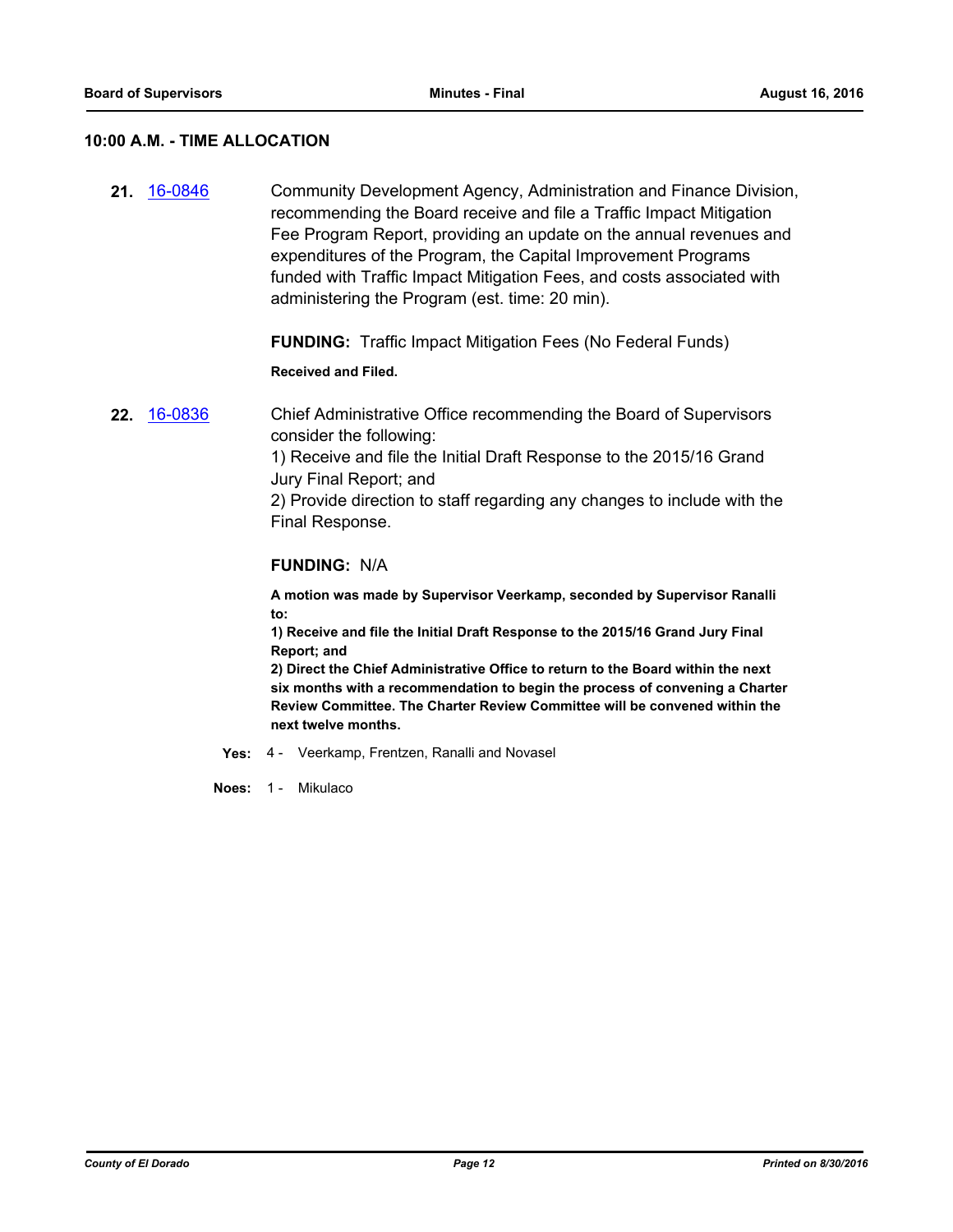## 10:00 A.M. - TIME ALLOCATION

**21.** 16-0846 Community Development Agency, Administration and Finance Division, recommending the Board receive and file a Traffic Impact Mitigation Fee Program Report, providing an update on the annual revenues and expenditures of the Program, the Capital Improvement Programs funded with Traffic Impact Mitigation Fees, and costs associated with administering the Program (est. time: 20 min).

**FUNDING:** Traffic Impact Mitigation Fees (No Federal Funds)

**Received and Filed.**

**22.** 16-0836 Chief Administrative Office recommending the Board of Supervisors consider the following:
1) Receive and file the Initial Draft Response to the 2015/16 Grand Jury Final Report; and
2) Provide direction to staff regarding any changes to include with the Final Response.

**FUNDING:** N/A

**A motion was made by Supervisor Veerkamp, seconded by Supervisor Ranalli to:**
**1) Receive and file the Initial Draft Response to the 2015/16 Grand Jury Final Report; and**
**2) Direct the Chief Administrative Office to return to the Board within the next six months with a recommendation to begin the process of convening a Charter Review Committee. The Charter Review Committee will be convened within the next twelve months.**

**Yes:** 4 - Veerkamp, Frentzen, Ranalli and Novasel

**Noes:** 1 - Mikulaco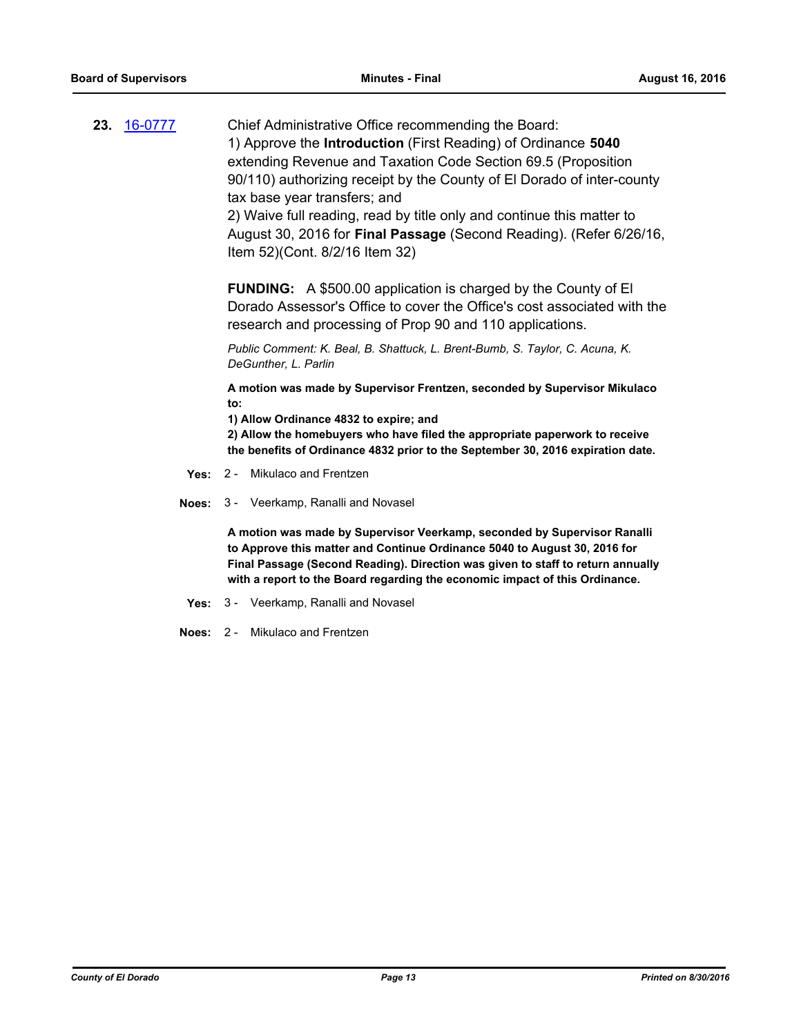**23.** 16-0777 Chief Administrative Office recommending the Board:

1) Approve the **Introduction** (First Reading) of Ordinance **5040** extending Revenue and Taxation Code Section 69.5 (Proposition 90/110) authorizing receipt by the County of El Dorado of inter-county tax base year transfers; and

2) Waive full reading, read by title only and continue this matter to August 30, 2016 for **Final Passage** (Second Reading). (Refer 6/26/16, Item 52)(Cont. 8/2/16 Item 32)

**FUNDING:** A $500.00 application is charged by the County of El Dorado Assessor's Office to cover the Office's cost associated with the research and processing of Prop 90 and 110 applications.

*Public Comment: K. Beal, B. Shattuck, L. Brent-Bumb, S. Taylor, C. Acuna, K. DeGunther, L. Parlin*

**A motion was made by Supervisor Frentzen, seconded by Supervisor Mikulaco to:**

**1) Allow Ordinance 4832 to expire; and**

**2) Allow the homebuyers who have filed the appropriate paperwork to receive the benefits of Ordinance 4832 prior to the September 30, 2016 expiration date.**

**Yes:** 2 - Mikulaco and Frentzen

**Noes:** 3 - Veerkamp, Ranalli and Novasel

**A motion was made by Supervisor Veerkamp, seconded by Supervisor Ranalli to Approve this matter and Continue Ordinance 5040 to August 30, 2016 for Final Passage (Second Reading). Direction was given to staff to return annually with a report to the Board regarding the economic impact of this Ordinance.**

**Yes:** 3 - Veerkamp, Ranalli and Novasel

**Noes:** 2 - Mikulaco and Frentzen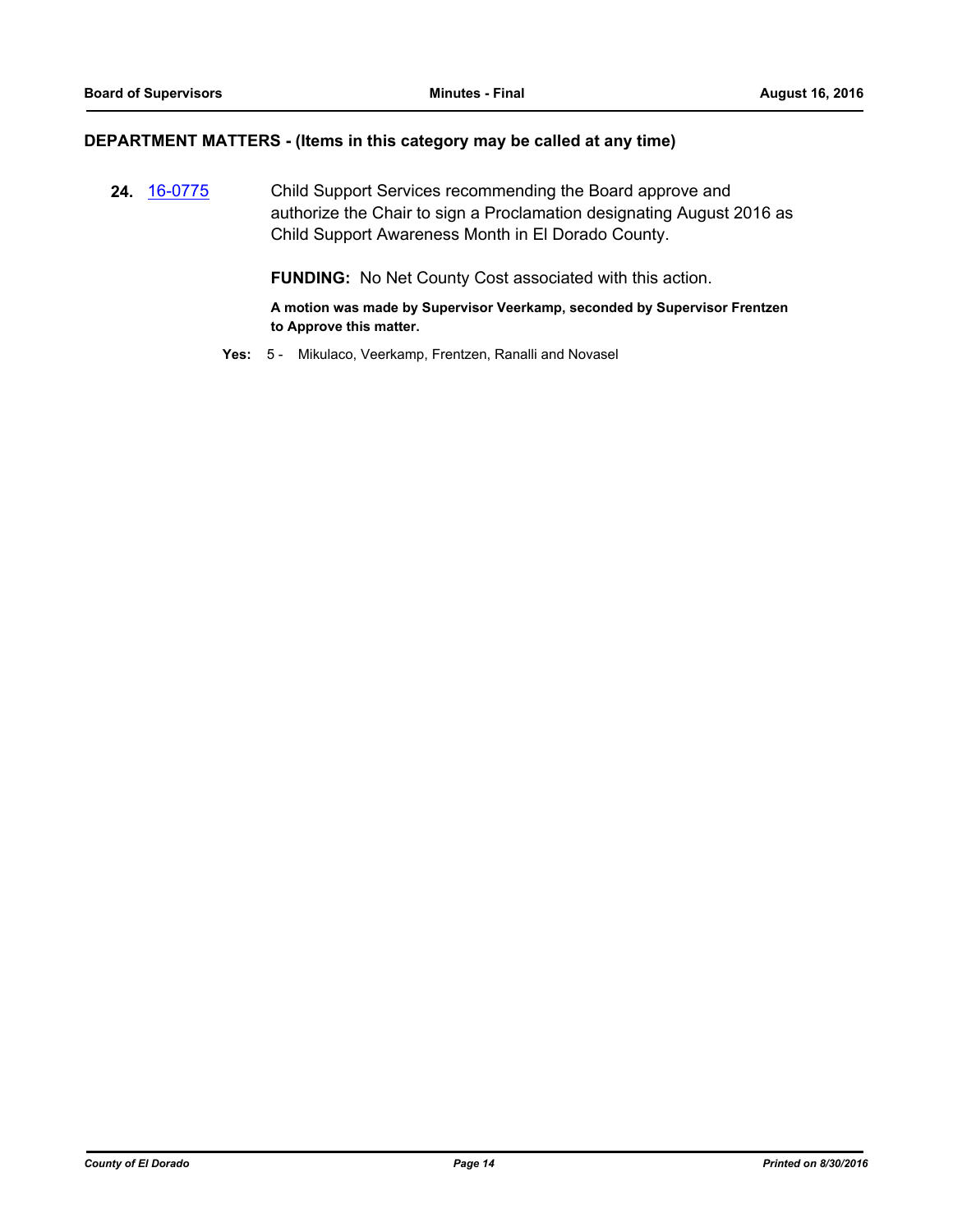## DEPARTMENT MATTERS - (Items in this category may be called at any time)

**24.** 16-0775 Child Support Services recommending the Board approve and authorize the Chair to sign a Proclamation designating August 2016 as Child Support Awareness Month in El Dorado County.

**FUNDING:** No Net County Cost associated with this action.

**A motion was made by Supervisor Veerkamp, seconded by Supervisor Frentzen to Approve this matter.**

**Yes:** 5 - Mikulaco, Veerkamp, Frentzen, Ranalli and Novasel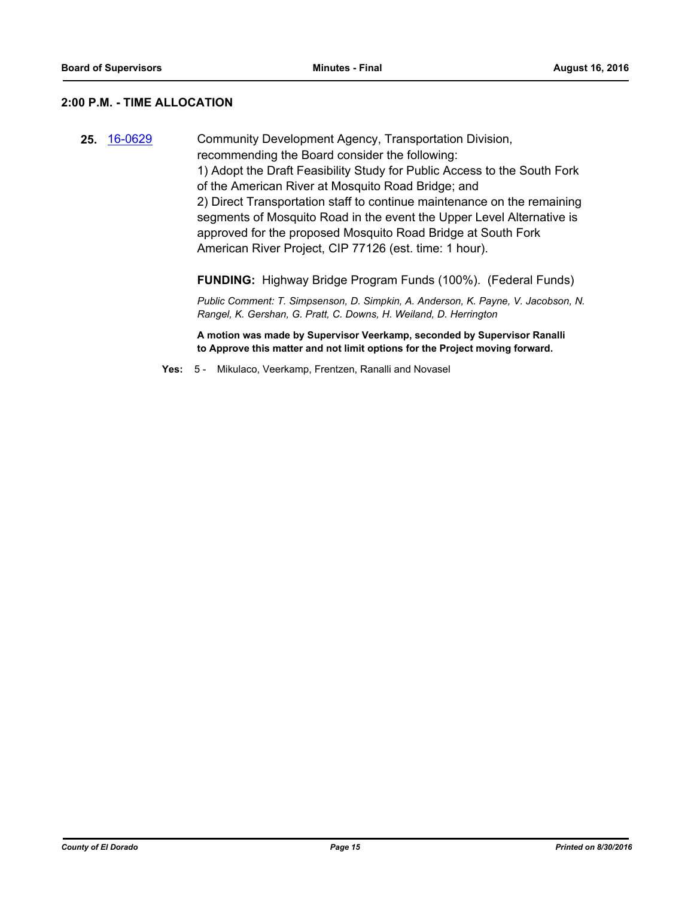## 2:00 P.M. - TIME ALLOCATION

**25.** 16-0629 Community Development Agency, Transportation Division, recommending the Board consider the following:
1) Adopt the Draft Feasibility Study for Public Access to the South Fork of the American River at Mosquito Road Bridge; and
2) Direct Transportation staff to continue maintenance on the remaining segments of Mosquito Road in the event the Upper Level Alternative is approved for the proposed Mosquito Road Bridge at South Fork American River Project, CIP 77126 (est. time: 1 hour).

**FUNDING:** Highway Bridge Program Funds (100%). (Federal Funds)

*Public Comment: T. Simpsenson, D. Simpkin, A. Anderson, K. Payne, V. Jacobson, N. Rangel, K. Gershan, G. Pratt, C. Downs, H. Weiland, D. Herrington*

**A motion was made by Supervisor Veerkamp, seconded by Supervisor Ranalli to Approve this matter and not limit options for the Project moving forward.**

**Yes:** 5 - Mikulaco, Veerkamp, Frentzen, Ranalli and Novasel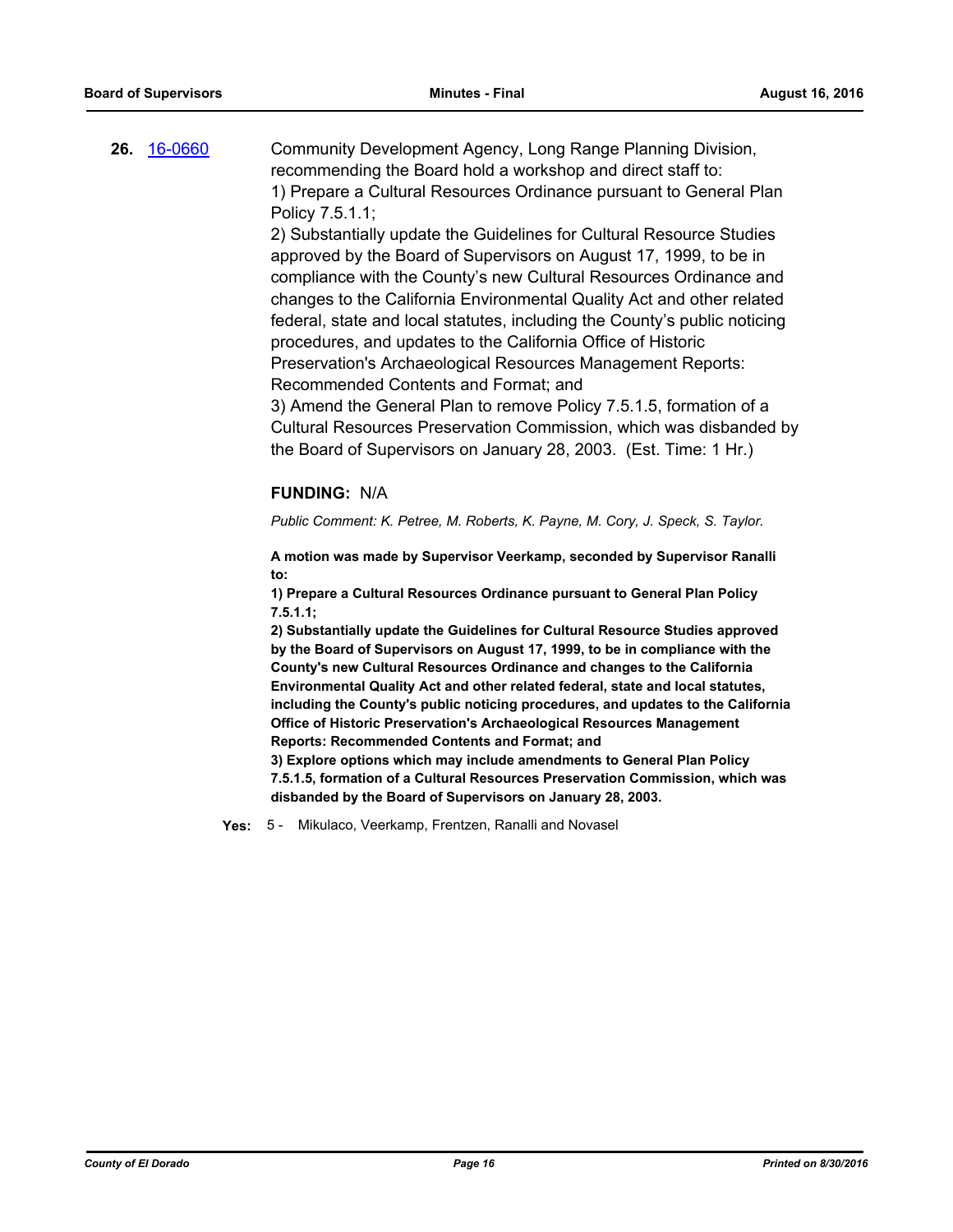**26.** [16-0660](16-0660) Community Development Agency, Long Range Planning Division, recommending the Board hold a workshop and direct staff to:

1) Prepare a Cultural Resources Ordinance pursuant to General Plan Policy 7.5.1.1;

2) Substantially update the Guidelines for Cultural Resource Studies approved by the Board of Supervisors on August 17, 1999, to be in compliance with the County's new Cultural Resources Ordinance and changes to the California Environmental Quality Act and other related federal, state and local statutes, including the County's public noticing procedures, and updates to the California Office of Historic Preservation's Archaeological Resources Management Reports: Recommended Contents and Format; and

3) Amend the General Plan to remove Policy 7.5.1.5, formation of a Cultural Resources Preservation Commission, which was disbanded by the Board of Supervisors on January 28, 2003. (Est. Time: 1 Hr.)

**FUNDING:** N/A

*Public Comment: K. Petree, M. Roberts, K. Payne, M. Cory, J. Speck, S. Taylor.*

**A motion was made by Supervisor Veerkamp, seconded by Supervisor Ranalli to:**

**1) Prepare a Cultural Resources Ordinance pursuant to General Plan Policy 7.5.1.1;**

**2) Substantially update the Guidelines for Cultural Resource Studies approved by the Board of Supervisors on August 17, 1999, to be in compliance with the County's new Cultural Resources Ordinance and changes to the California Environmental Quality Act and other related federal, state and local statutes, including the County's public noticing procedures, and updates to the California Office of Historic Preservation's Archaeological Resources Management Reports: Recommended Contents and Format; and**

**3) Explore options which may include amendments to General Plan Policy 7.5.1.5, formation of a Cultural Resources Preservation Commission, which was disbanded by the Board of Supervisors on January 28, 2003.**

**Yes:** 5 - Mikulaco, Veerkamp, Frentzen, Ranalli and Novasel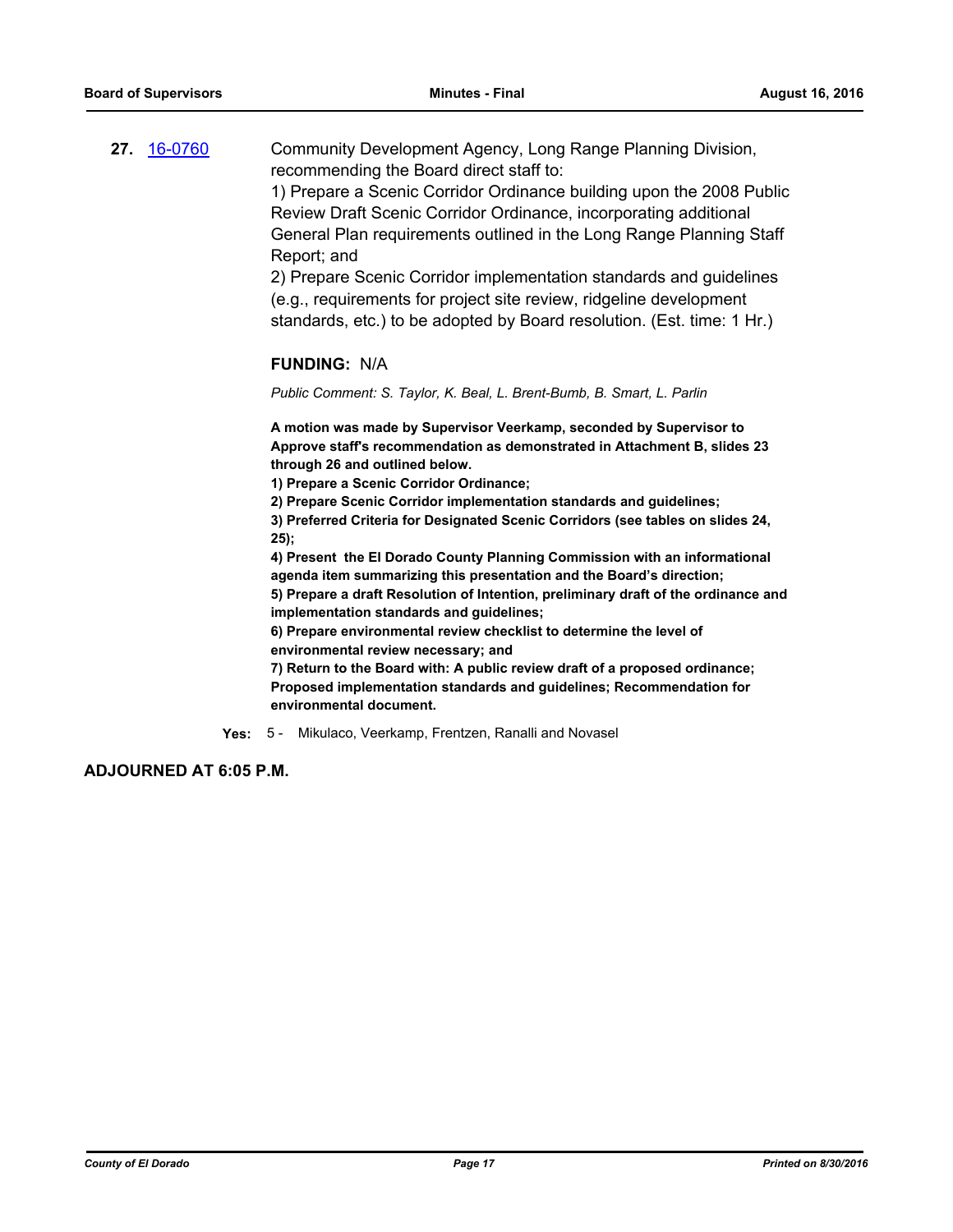**27.** 16-0760 Community Development Agency, Long Range Planning Division, recommending the Board direct staff to:

1) Prepare a Scenic Corridor Ordinance building upon the 2008 Public Review Draft Scenic Corridor Ordinance, incorporating additional General Plan requirements outlined in the Long Range Planning Staff Report; and

2) Prepare Scenic Corridor implementation standards and guidelines (e.g., requirements for project site review, ridgeline development standards, etc.) to be adopted by Board resolution. (Est. time: 1 Hr.)

**FUNDING:** N/A

*Public Comment: S. Taylor, K. Beal, L. Brent-Bumb, B. Smart, L. Parlin*

**A motion was made by Supervisor Veerkamp, seconded by Supervisor to Approve staff's recommendation as demonstrated in Attachment B, slides 23 through 26 and outlined below.**

**1) Prepare a Scenic Corridor Ordinance;**

**2) Prepare Scenic Corridor implementation standards and guidelines;**

**3) Preferred Criteria for Designated Scenic Corridors (see tables on slides 24, 25);**

**4) Present the El Dorado County Planning Commission with an informational agenda item summarizing this presentation and the Board's direction;**

**5) Prepare a draft Resolution of Intention, preliminary draft of the ordinance and implementation standards and guidelines;**

**6) Prepare environmental review checklist to determine the level of environmental review necessary; and**

**7) Return to the Board with: A public review draft of a proposed ordinance; Proposed implementation standards and guidelines; Recommendation for environmental document.**

**Yes:** 5 - Mikulaco, Veerkamp, Frentzen, Ranalli and Novasel

**ADJOURNED AT 6:05 P.M.**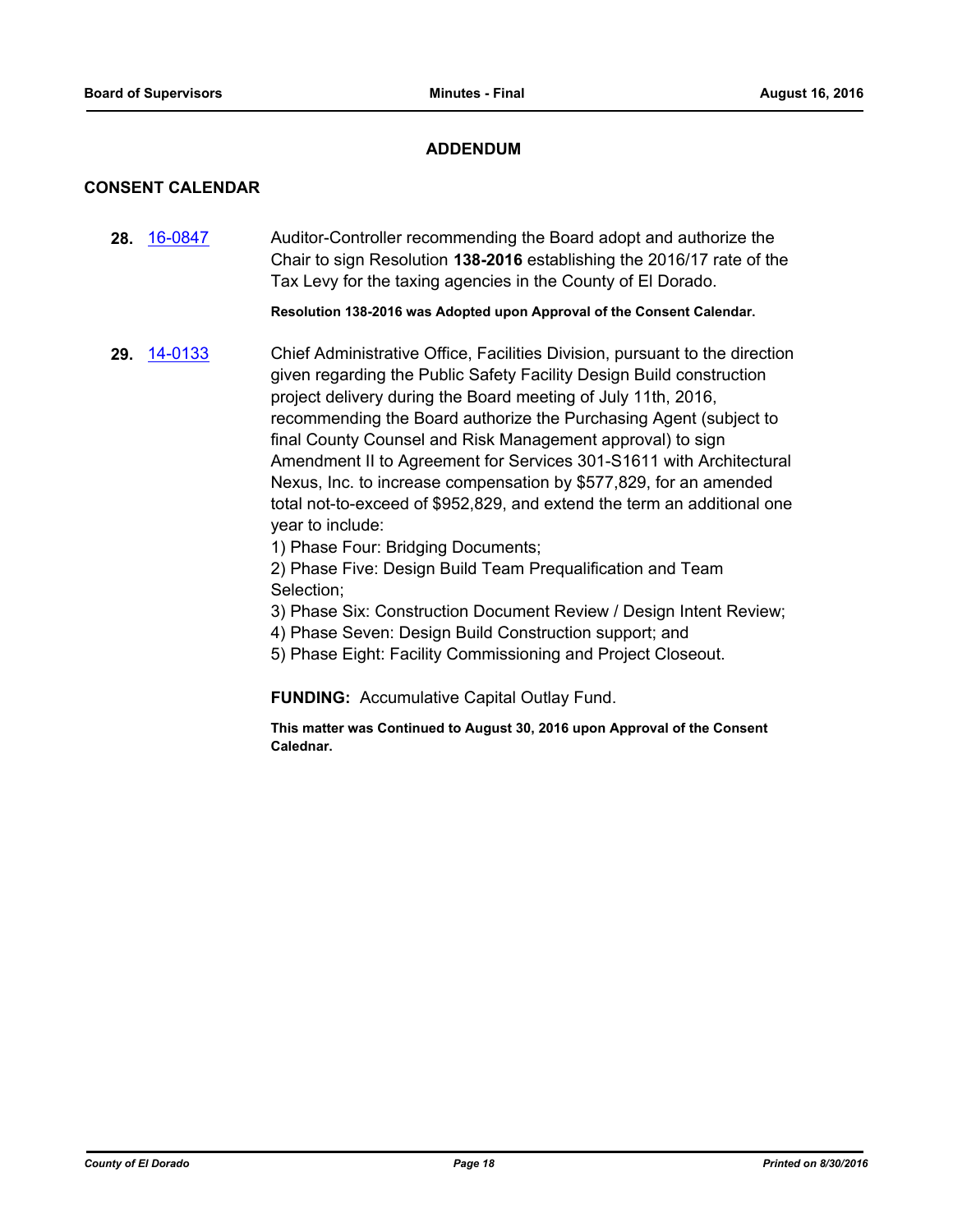## ADDENDUM

### CONSENT CALENDAR

**28.** 16-0847 Auditor-Controller recommending the Board adopt and authorize the Chair to sign Resolution **138-2016** establishing the 2016/17 rate of the Tax Levy for the taxing agencies in the County of El Dorado.

**Resolution 138-2016 was Adopted upon Approval of the Consent Calendar.**

**29.** 14-0133 Chief Administrative Office, Facilities Division, pursuant to the direction given regarding the Public Safety Facility Design Build construction project delivery during the Board meeting of July 11th, 2016, recommending the Board authorize the Purchasing Agent (subject to final County Counsel and Risk Management approval) to sign Amendment II to Agreement for Services 301-S1611 with Architectural Nexus, Inc. to increase compensation by $577,829, for an amended total not-to-exceed of $952,829, and extend the term an additional one year to include:

1) Phase Four: Bridging Documents;
2) Phase Five: Design Build Team Prequalification and Team Selection;
3) Phase Six: Construction Document Review / Design Intent Review;
4) Phase Seven: Design Build Construction support; and
5) Phase Eight: Facility Commissioning and Project Closeout.

**FUNDING:** Accumulative Capital Outlay Fund.

**This matter was Continued to August 30, 2016 upon Approval of the Consent Calednar.**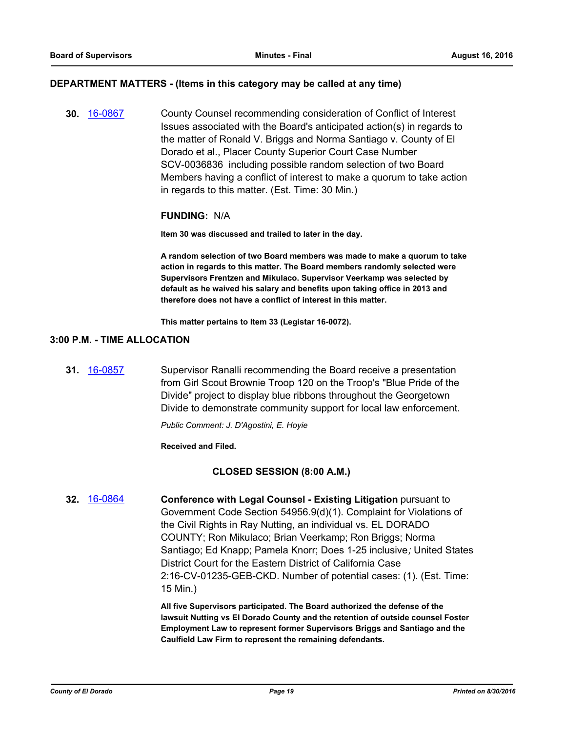## DEPARTMENT MATTERS - (Items in this category may be called at any time)

**30.** [16-0867](16-0867) County Counsel recommending consideration of Conflict of Interest Issues associated with the Board's anticipated action(s) in regards to the matter of Ronald V. Briggs and Norma Santiago v. County of El Dorado et al., Placer County Superior Court Case Number SCV-0036836 including possible random selection of two Board Members having a conflict of interest to make a quorum to take action in regards to this matter. (Est. Time: 30 Min.)

**FUNDING:** N/A

**Item 30 was discussed and trailed to later in the day.**

**A random selection of two Board members was made to make a quorum to take action in regards to this matter. The Board members randomly selected were Supervisors Frentzen and Mikulaco. Supervisor Veerkamp was selected by default as he waived his salary and benefits upon taking office in 2013 and therefore does not have a conflict of interest in this matter.**

**This matter pertains to Item 33 (Legistar 16-0072).**

## 3:00 P.M. - TIME ALLOCATION

**31.** [16-0857](16-0857) Supervisor Ranalli recommending the Board receive a presentation from Girl Scout Brownie Troop 120 on the Troop's "Blue Pride of the Divide" project to display blue ribbons throughout the Georgetown Divide to demonstrate community support for local law enforcement.

*Public Comment: J. D'Agostini, E. Hoyie*

**Received and Filed.**

## CLOSED SESSION (8:00 A.M.)

**32.** [16-0864](16-0864) **Conference with Legal Counsel - Existing Litigation** pursuant to Government Code Section 54956.9(d)(1). Complaint for Violations of the Civil Rights in Ray Nutting, an individual vs. EL DORADO COUNTY; Ron Mikulaco; Brian Veerkamp; Ron Briggs; Norma Santiago; Ed Knapp; Pamela Knorr; Does 1-25 inclusive*;* United States District Court for the Eastern District of California Case 2:16-CV-01235-GEB-CKD. Number of potential cases: (1). (Est. Time: 15 Min.)

**All five Supervisors participated. The Board authorized the defense of the lawsuit Nutting vs El Dorado County and the retention of outside counsel Foster Employment Law to represent former Supervisors Briggs and Santiago and the Caulfield Law Firm to represent the remaining defendants.**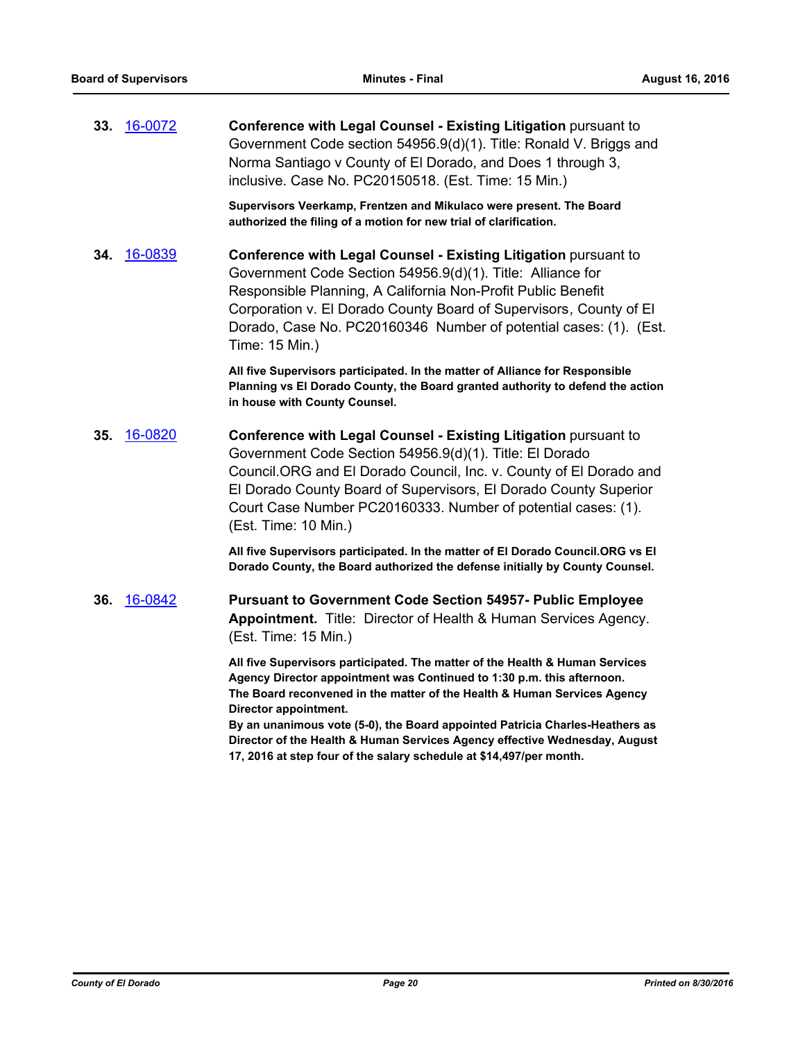**33.** 16-0072 **Conference with Legal Counsel - Existing Litigation** pursuant to Government Code section 54956.9(d)(1). Title: Ronald V. Briggs and Norma Santiago v County of El Dorado, and Does 1 through 3, inclusive. Case No. PC20150518. (Est. Time: 15 Min.)

**Supervisors Veerkamp, Frentzen and Mikulaco were present. The Board authorized the filing of a motion for new trial of clarification.**

**34.** 16-0839 **Conference with Legal Counsel - Existing Litigation** pursuant to Government Code Section 54956.9(d)(1). Title: Alliance for Responsible Planning, A California Non-Profit Public Benefit Corporation v. El Dorado County Board of Supervisors, County of El Dorado, Case No. PC20160346 Number of potential cases: (1). (Est. Time: 15 Min.)

**All five Supervisors participated. In the matter of Alliance for Responsible Planning vs El Dorado County, the Board granted authority to defend the action in house with County Counsel.**

**35.** 16-0820 **Conference with Legal Counsel - Existing Litigation** pursuant to Government Code Section 54956.9(d)(1). Title: El Dorado Council.ORG and El Dorado Council, Inc. v. County of El Dorado and El Dorado County Board of Supervisors, El Dorado County Superior Court Case Number PC20160333. Number of potential cases: (1). (Est. Time: 10 Min.)

**All five Supervisors participated. In the matter of El Dorado Council.ORG vs El Dorado County, the Board authorized the defense initially by County Counsel.**

**36.** 16-0842 **Pursuant to Government Code Section 54957- Public Employee Appointment.** Title: Director of Health & Human Services Agency. (Est. Time: 15 Min.)

**All five Supervisors participated. The matter of the Health & Human Services Agency Director appointment was Continued to 1:30 p.m. this afternoon.**
**The Board reconvened in the matter of the Health & Human Services Agency Director appointment.**
**By an unanimous vote (5-0), the Board appointed Patricia Charles-Heathers as Director of the Health & Human Services Agency effective Wednesday, August 17, 2016 at step four of the salary schedule at $14,497/per month.**